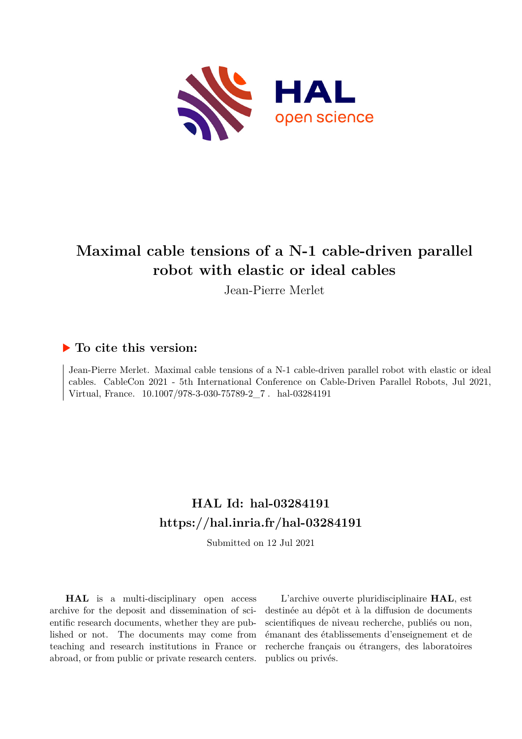# Maximal cable tensions of a N-1 cable-driven parallel robot with elastic or ideal cables

Jean-Pierre Merlet

## ▶ To cite this version:

Jean-Pierre Merlet. Maximal cable tensions of a N-1 cable-driven parallel robot with elastic or ideal cables. CableCon 2021 - 5th International Conference on Cable-Driven Parallel Robots, Jul 2021, Virtual, France. 10.1007/978-3-030-75789-2_7 . hal-03284191

## HAL Id: hal-03284191

## https://hal.inria.fr/hal-03284191

Submitted on 12 Jul 2021

**HAL** is a multi-disciplinary open access archive for the deposit and dissemination of scientific research documents, whether they are published or not. The documents may come from teaching and research institutions in France or abroad, or from public or private research centers.

L'archive ouverte pluridisciplinaire **HAL**, est destinée au dépôt et à la diffusion de documents scientifiques de niveau recherche, publiés ou non, émanant des établissements d'enseignement et de recherche français ou étrangers, des laboratoires publics ou privés.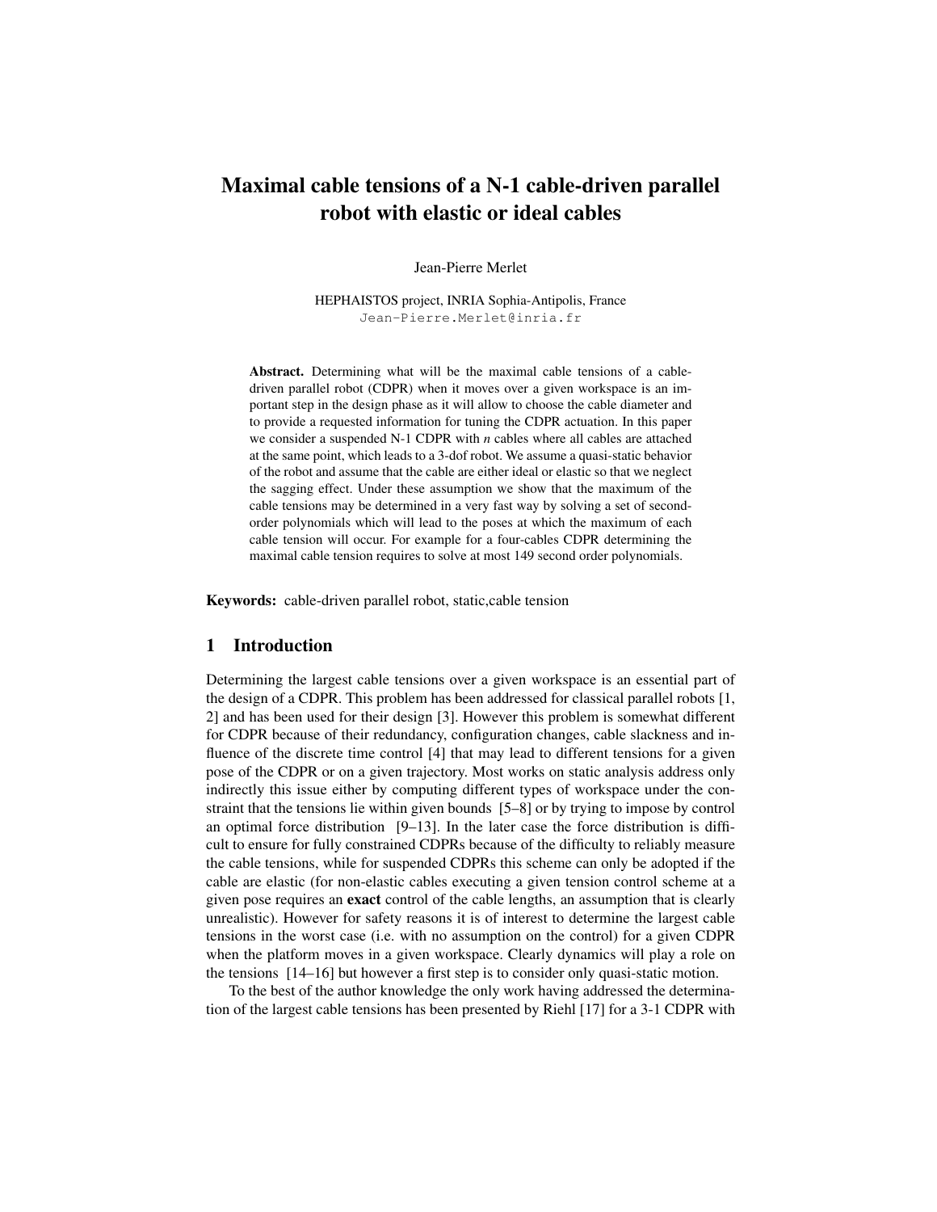# Maximal cable tensions of a N-1 cable-driven parallel robot with elastic or ideal cables

Jean-Pierre Merlet

HEPHAISTOS project, INRIA Sophia-Antipolis, France
Jean-Pierre.Merlet@inria.fr

**Abstract.** Determining what will be the maximal cable tensions of a cable-driven parallel robot (CDPR) when it moves over a given workspace is an important step in the design phase as it will allow to choose the cable diameter and to provide a requested information for tuning the CDPR actuation. In this paper we consider a suspended N-1 CDPR with *n* cables where all cables are attached at the same point, which leads to a 3-dof robot. We assume a quasi-static behavior of the robot and assume that the cable are either ideal or elastic so that we neglect the sagging effect. Under these assumption we show that the maximum of the cable tensions may be determined in a very fast way by solving a set of second-order polynomials which will lead to the poses at which the maximum of each cable tension will occur. For example for a four-cables CDPR determining the maximal cable tension requires to solve at most 149 second order polynomials.

**Keywords:** cable-driven parallel robot, static,cable tension

## 1 Introduction

Determining the largest cable tensions over a given workspace is an essential part of the design of a CDPR. This problem has been addressed for classical parallel robots [1, 2] and has been used for their design [3]. However this problem is somewhat different for CDPR because of their redundancy, configuration changes, cable slackness and influence of the discrete time control [4] that may lead to different tensions for a given pose of the CDPR or on a given trajectory. Most works on static analysis address only indirectly this issue either by computing different types of workspace under the constraint that the tensions lie within given bounds [5–8] or by trying to impose by control an optimal force distribution [9–13]. In the later case the force distribution is difficult to ensure for fully constrained CDPRs because of the difficulty to reliably measure the cable tensions, while for suspended CDPRs this scheme can only be adopted if the cable are elastic (for non-elastic cables executing a given tension control scheme at a given pose requires an **exact** control of the cable lengths, an assumption that is clearly unrealistic). However for safety reasons it is of interest to determine the largest cable tensions in the worst case (i.e. with no assumption on the control) for a given CDPR when the platform moves in a given workspace. Clearly dynamics will play a role on the tensions [14–16] but however a first step is to consider only quasi-static motion.

To the best of the author knowledge the only work having addressed the determination of the largest cable tensions has been presented by Riehl [17] for a 3-1 CDPR with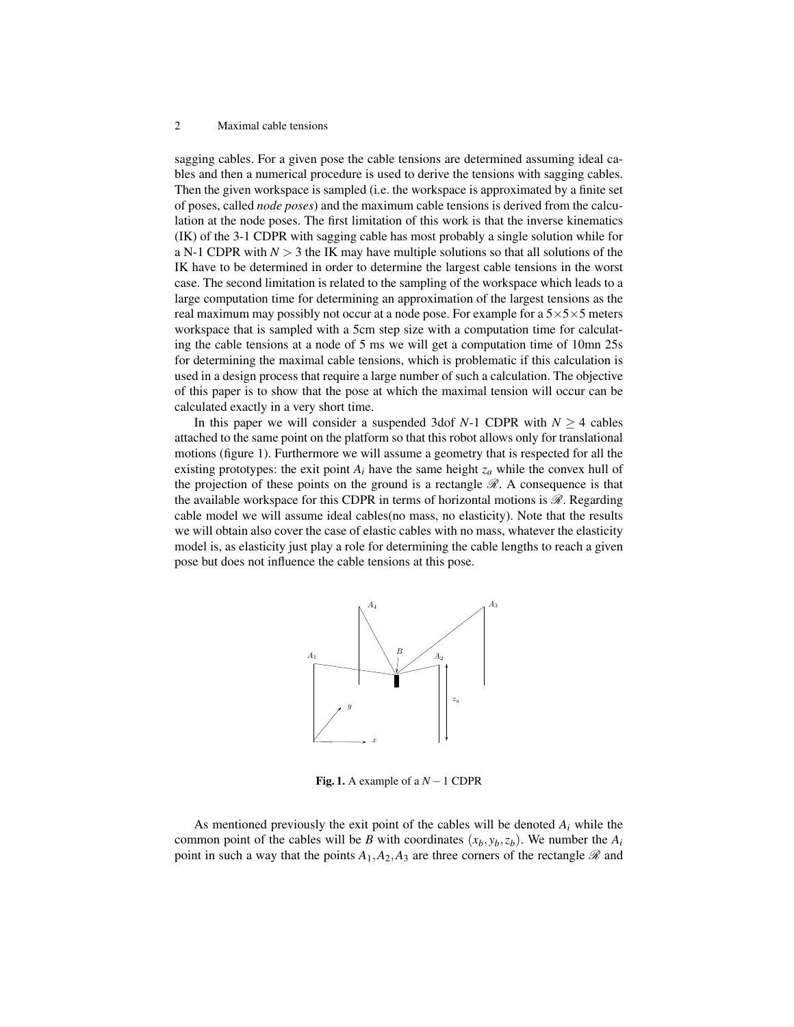sagging cables. For a given pose the cable tensions are determined assuming ideal cables and then a numerical procedure is used to derive the tensions with sagging cables. Then the given workspace is sampled (i.e. the workspace is approximated by a finite set of poses, called *node poses*) and the maximum cable tensions is derived from the calculation at the node poses. The first limitation of this work is that the inverse kinematics (IK) of the 3-1 CDPR with sagging cable has most probably a single solution while for a N-1 CDPR with $N > 3$ the IK may have multiple solutions so that all solutions of the IK have to be determined in order to determine the largest cable tensions in the worst case. The second limitation is related to the sampling of the workspace which leads to a large computation time for determining an approximation of the largest tensions as the real maximum may possibly not occur at a node pose. For example for a $5\times5\times5$ meters workspace that is sampled with a 5cm step size with a computation time for calculating the cable tensions at a node of 5 ms we will get a computation time of 10mn 25s for determining the maximal cable tensions, which is problematic if this calculation is used in a design process that require a large number of such a calculation. The objective of this paper is to show that the pose at which the maximal tension will occur can be calculated exactly in a very short time.

In this paper we will consider a suspended 3dof $N$-1 CDPR with $N \geq 4$ cables attached to the same point on the platform so that this robot allows only for translational motions (figure 1). Furthermore we will assume a geometry that is respected for all the existing prototypes: the exit point $A_i$ have the same height $z_a$ while the convex hull of the projection of these points on the ground is a rectangle $\mathscr{R}$. A consequence is that the available workspace for this CDPR in terms of horizontal motions is $\mathscr{R}$. Regarding cable model we will assume ideal cables(no mass, no elasticity). Note that the results we will obtain also cover the case of elastic cables with no mass, whatever the elasticity model is, as elasticity just play a role for determining the cable lengths to reach a given pose but does not influence the cable tensions at this pose.

**Fig. 1.** A example of a $N-1$ CDPR

As mentioned previously the exit point of the cables will be denoted $A_i$ while the common point of the cables will be $B$ with coordinates $(x_b, y_b, z_b)$. We number the $A_i$ point in such a way that the points $A_1, A_2, A_3$ are three corners of the rectangle $\mathscr{R}$ and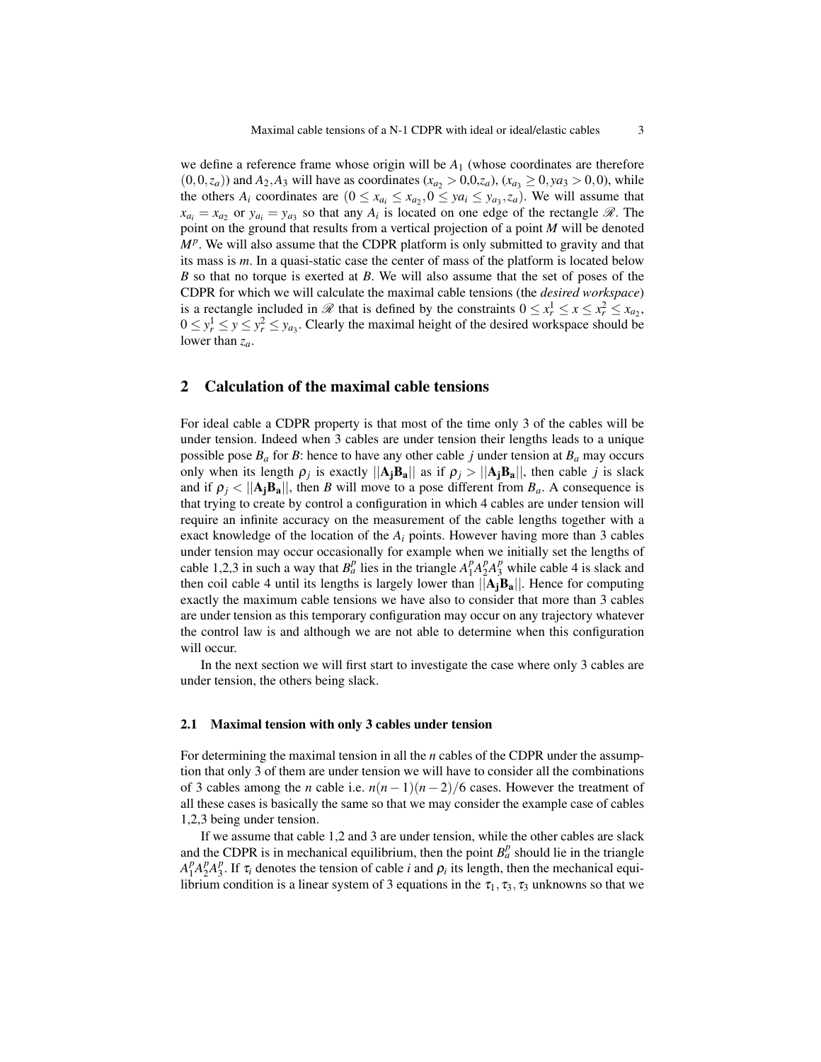we define a reference frame whose origin will be $A_1$ (whose coordinates are therefore $(0,0,z_a)$) and $A_2, A_3$ will have as coordinates ($x_{a_2} > 0$,0,$z_a$), ($x_{a_3} \geq 0, ya3 > 0, 0$), while the others $A_i$ coordinates are $(0 \leq x_{a_i} \leq x_{a_2}, 0 \leq ya_i \leq y_{a_3}, z_a)$. We will assume that $x_{a_i} = x_{a_2}$ or $y_{a_i} = y_{a_3}$ so that any $A_i$ is located on one edge of the rectangle $\mathscr{R}$. The point on the ground that results from a vertical projection of a point $M$ will be denoted $M^p$. We will also assume that the CDPR platform is only submitted to gravity and that its mass is $m$. In a quasi-static case the center of mass of the platform is located below $B$ so that no torque is exerted at $B$. We will also assume that the set of poses of the CDPR for which we will calculate the maximal cable tensions (the *desired workspace*) is a rectangle included in $\mathscr{R}$ that is defined by the constraints $0 \leq x_r^1 \leq x \leq x_r^2 \leq x_{a_2}$, $0 \leq y_r^1 \leq y \leq y_r^2 \leq y_{a_3}$. Clearly the maximal height of the desired workspace should be lower than $z_a$.

## 2 Calculation of the maximal cable tensions

For ideal cable a CDPR property is that most of the time only 3 of the cables will be under tension. Indeed when 3 cables are under tension their lengths leads to a unique possible pose $B_a$ for $B$: hence to have any other cable $j$ under tension at $B_a$ may occurs only when its length $\rho_j$ is exactly $||\mathbf{A_j B_a}||$ as if $\rho_j > ||\mathbf{A_j B_a}||$, then cable $j$ is slack and if $\rho_j < ||\mathbf{A_j B_a}||$, then $B$ will move to a pose different from $B_a$. A consequence is that trying to create by control a configuration in which 4 cables are under tension will require an infinite accuracy on the measurement of the cable lengths together with a exact knowledge of the location of the $A_i$ points. However having more than 3 cables under tension may occur occasionally for example when we initially set the lengths of cable 1,2,3 in such a way that $B_a^p$ lies in the triangle $A_1^p A_2^p A_3^p$ while cable 4 is slack and then coil cable 4 until its lengths is largely lower than $||\mathbf{A_j B_a}||$. Hence for computing exactly the maximum cable tensions we have also to consider that more than 3 cables are under tension as this temporary configuration may occur on any trajectory whatever the control law is and although we are not able to determine when this configuration will occur.

In the next section we will first start to investigate the case where only 3 cables are under tension, the others being slack.

### 2.1 Maximal tension with only 3 cables under tension

For determining the maximal tension in all the $n$ cables of the CDPR under the assumption that only 3 of them are under tension we will have to consider all the combinations of 3 cables among the $n$ cable i.e. $n(n-1)(n-2)/6$ cases. However the treatment of all these cases is basically the same so that we may consider the example case of cables 1,2,3 being under tension.

If we assume that cable 1,2 and 3 are under tension, while the other cables are slack and the CDPR is in mechanical equilibrium, then the point $B_a^p$ should lie in the triangle $A_1^p A_2^p A_3^p$. If $\tau_i$ denotes the tension of cable $i$ and $\rho_i$ its length, then the mechanical equilibrium condition is a linear system of 3 equations in the $\tau_1, \tau_3, \tau_3$ unknowns so that we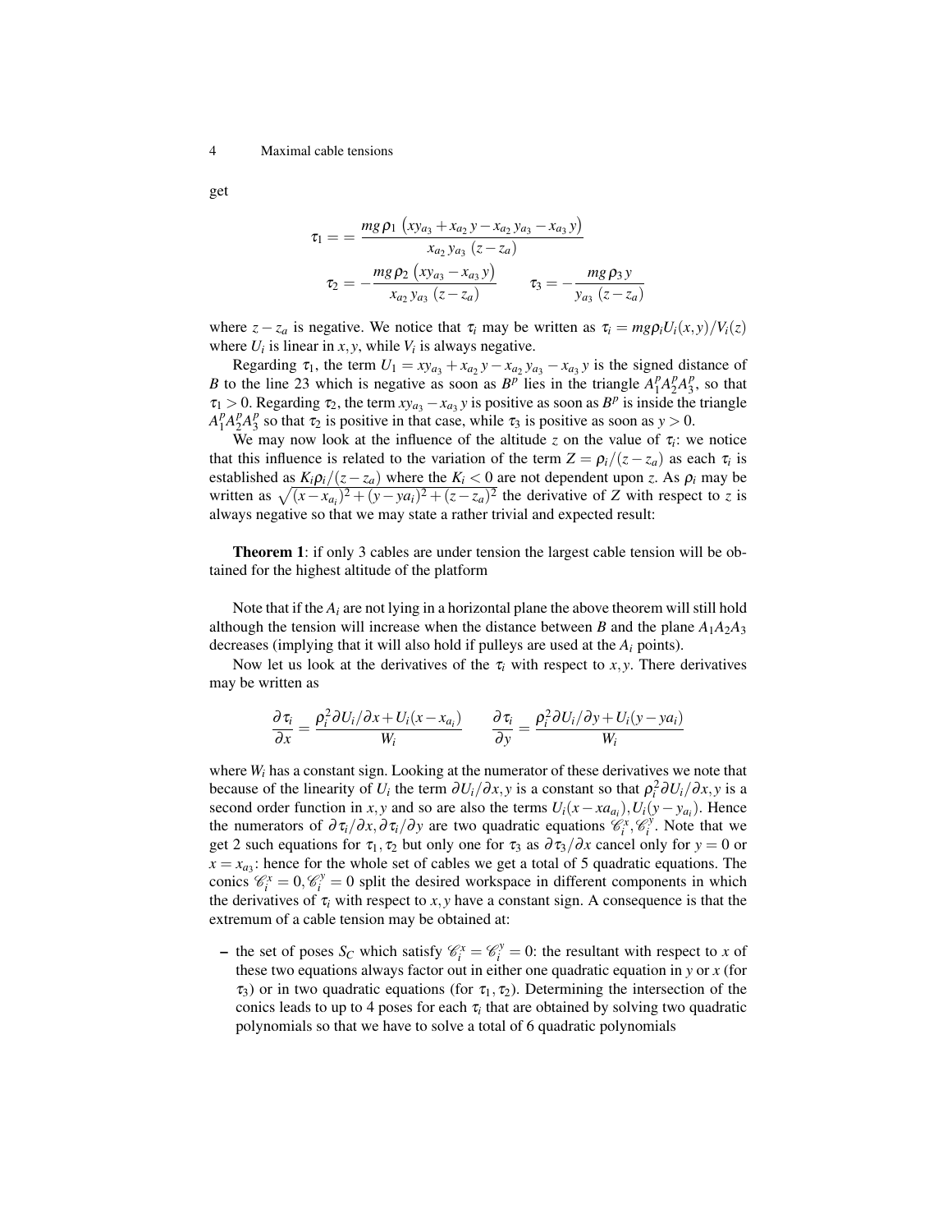get

$$\tau_1 = = \frac{mg\,\rho_1\,\left(xy_{a_3} + x_{a_2}\,y - x_{a_2}\,y_{a_3} - x_{a_3}\,y\right)}{x_{a_2}\,y_{a_3}\,\left(z - z_a\right)}$$

$$\tau_2 = -\frac{mg\,\rho_2\,\left(xy_{a_3} - x_{a_3}\,y\right)}{x_{a_2}\,y_{a_3}\,\left(z - z_a\right)} \qquad \tau_3 = -\frac{mg\,\rho_3\,y}{y_{a_3}\,\left(z - z_a\right)}$$

where $z - z_a$ is negative. We notice that $\tau_i$ may be written as $\tau_i = mg\rho_i U_i(x,y)/V_i(z)$ where $U_i$ is linear in $x,y$, while $V_i$ is always negative.

Regarding $\tau_1$, the term $U_1 = xy_{a_3} + x_{a_2}y - x_{a_2}y_{a_3} - x_{a_3}y$ is the signed distance of $B$ to the line 23 which is negative as soon as $B^p$ lies in the triangle $A_1^pA_2^pA_3^p$, so that $\tau_1 > 0$. Regarding $\tau_2$, the term $xy_{a_3} - x_{a_3}y$ is positive as soon as $B^p$ is inside the triangle $A_1^pA_2^pA_3^p$ so that $\tau_2$ is positive in that case, while $\tau_3$ is positive as soon as $y > 0$.

We may now look at the influence of the altitude $z$ on the value of $\tau_i$: we notice that this influence is related to the variation of the term $Z = \rho_i/(z - z_a)$ as each $\tau_i$ is established as $K_i\rho_i/(z - z_a)$ where the $K_i < 0$ are not dependent upon $z$. As $\rho_i$ may be written as $\sqrt{(x - x_{a_i})^2 + (y - ya_i)^2 + (z - z_a)^2}$ the derivative of $Z$ with respect to $z$ is always negative so that we may state a rather trivial and expected result:

**Theorem 1**: if only 3 cables are under tension the largest cable tension will be obtained for the highest altitude of the platform

Note that if the $A_i$ are not lying in a horizontal plane the above theorem will still hold although the tension will increase when the distance between $B$ and the plane $A_1A_2A_3$ decreases (implying that it will also hold if pulleys are used at the $A_i$ points).

Now let us look at the derivatives of the $\tau_i$ with respect to $x,y$. There derivatives may be written as

$$\frac{\partial \tau_i}{\partial x} = \frac{\rho_i^2 \partial U_i/\partial x + U_i(x - x_{a_i})}{W_i} \qquad \frac{\partial \tau_i}{\partial y} = \frac{\rho_i^2 \partial U_i/\partial y + U_i(y - ya_i)}{W_i}$$

where $W_i$ has a constant sign. Looking at the numerator of these derivatives we note that because of the linearity of $U_i$ the term $\partial U_i/\partial x,y$ is a constant so that $\rho_i^2 \partial U_i/\partial x,y$ is a second order function in $x,y$ and so are also the terms $U_i(x - xa_{a_i}), U_i(y - y_{a_i})$. Hence the numerators of $\partial \tau_i/\partial x, \partial \tau_i/\partial y$ are two quadratic equations $\mathscr{C}_i^x, \mathscr{C}_i^y$. Note that we get 2 such equations for $\tau_1, \tau_2$ but only one for $\tau_3$ as $\partial \tau_3/\partial x$ cancel only for $y = 0$ or $x = x_{a_3}$: hence for the whole set of cables we get a total of 5 quadratic equations. The conics $\mathscr{C}_i^x = 0, \mathscr{C}_i^y = 0$ split the desired workspace in different components in which the derivatives of $\tau_i$ with respect to $x,y$ have a constant sign. A consequence is that the extremum of a cable tension may be obtained at:

- the set of poses $S_C$ which satisfy $\mathscr{C}_i^x = \mathscr{C}_i^y = 0$: the resultant with respect to $x$ of these two equations always factor out in either one quadratic equation in $y$ or $x$ (for $\tau_3$) or in two quadratic equations (for $\tau_1, \tau_2$). Determining the intersection of the conics leads to up to 4 poses for each $\tau_i$ that are obtained by solving two quadratic polynomials so that we have to solve a total of 6 quadratic polynomials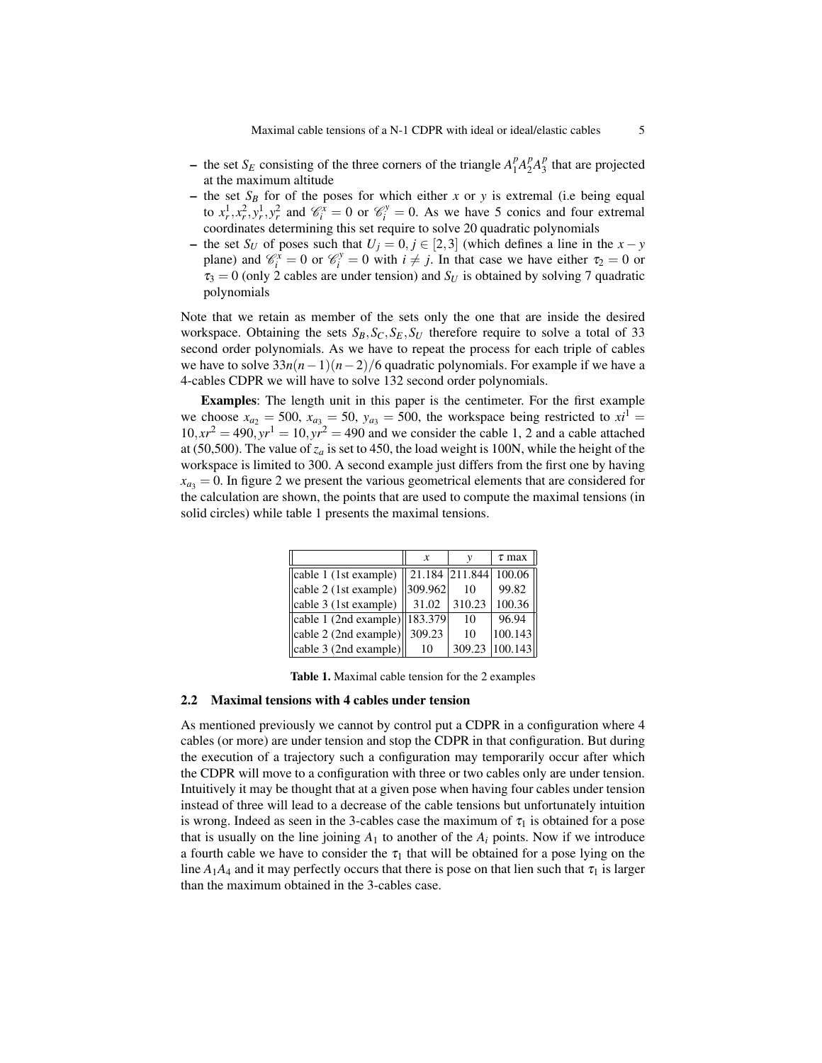- the set $S_E$ consisting of the three corners of the triangle $A_1^p A_2^p A_3^p$ that are projected at the maximum altitude
- the set $S_B$ for of the poses for which either $x$ or $y$ is extremal (i.e being equal to $x_r^1, x_r^2, y_r^1, y_r^2$ and $\mathscr{C}_i^x = 0$ or $\mathscr{C}_i^y = 0$. As we have 5 conics and four extremal coordinates determining this set require to solve 20 quadratic polynomials
- the set $S_U$ of poses such that $U_j = 0, j \in [2,3]$ (which defines a line in the $x-y$ plane) and $\mathscr{C}_i^x = 0$ or $\mathscr{C}_i^y = 0$ with $i \neq j$. In that case we have either $\tau_2 = 0$ or $\tau_3 = 0$ (only 2 cables are under tension) and $S_U$ is obtained by solving 7 quadratic polynomials

Note that we retain as member of the sets only the one that are inside the desired workspace. Obtaining the sets $S_B, S_C, S_E, S_U$ therefore require to solve a total of 33 second order polynomials. As we have to repeat the process for each triple of cables we have to solve $33n(n-1)(n-2)/6$ quadratic polynomials. For example if we have a 4-cables CDPR we will have to solve 132 second order polynomials.

**Examples**: The length unit in this paper is the centimeter. For the first example we choose $x_{a_2} = 500$, $x_{a_3} = 50$, $y_{a_3} = 500$, the workspace being restricted to $xi^1 = 10, xr^2 = 490, yr^1 = 10, yr^2 = 490$ and we consider the cable 1, 2 and a cable attached at (50,500). The value of $z_a$ is set to 450, the load weight is 100N, while the height of the workspace is limited to 300. A second example just differs from the first one by having $x_{a_3} = 0$. In figure 2 we present the various geometrical elements that are considered for the calculation are shown, the points that are used to compute the maximal tensions (in solid circles) while table 1 presents the maximal tensions.

| | $x$ | $y$ | $\tau$ max |
|---|---|---|---|
| cable 1 (1st example) | 21.184 | 211.844 | 100.06 |
| cable 2 (1st example) | 309.962 | 10 | 99.82 |
| cable 3 (1st example) | 31.02 | 310.23 | 100.36 |
| cable 1 (2nd example) | 183.379 | 10 | 96.94 |
| cable 2 (2nd example) | 309.23 | 10 | 100.143 |
| cable 3 (2nd example) | 10 | 309.23 | 100.143 |

**Table 1.** Maximal cable tension for the 2 examples

### 2.2 Maximal tensions with 4 cables under tension

As mentioned previously we cannot by control put a CDPR in a configuration where 4 cables (or more) are under tension and stop the CDPR in that configuration. But during the execution of a trajectory such a configuration may temporarily occur after which the CDPR will move to a configuration with three or two cables only are under tension. Intuitively it may be thought that at a given pose when having four cables under tension instead of three will lead to a decrease of the cable tensions but unfortunately intuition is wrong. Indeed as seen in the 3-cables case the maximum of $\tau_1$ is obtained for a pose that is usually on the line joining $A_1$ to another of the $A_i$ points. Now if we introduce a fourth cable we have to consider the $\tau_1$ that will be obtained for a pose lying on the line $A_1A_4$ and it may perfectly occurs that there is pose on that lien such that $\tau_1$ is larger than the maximum obtained in the 3-cables case.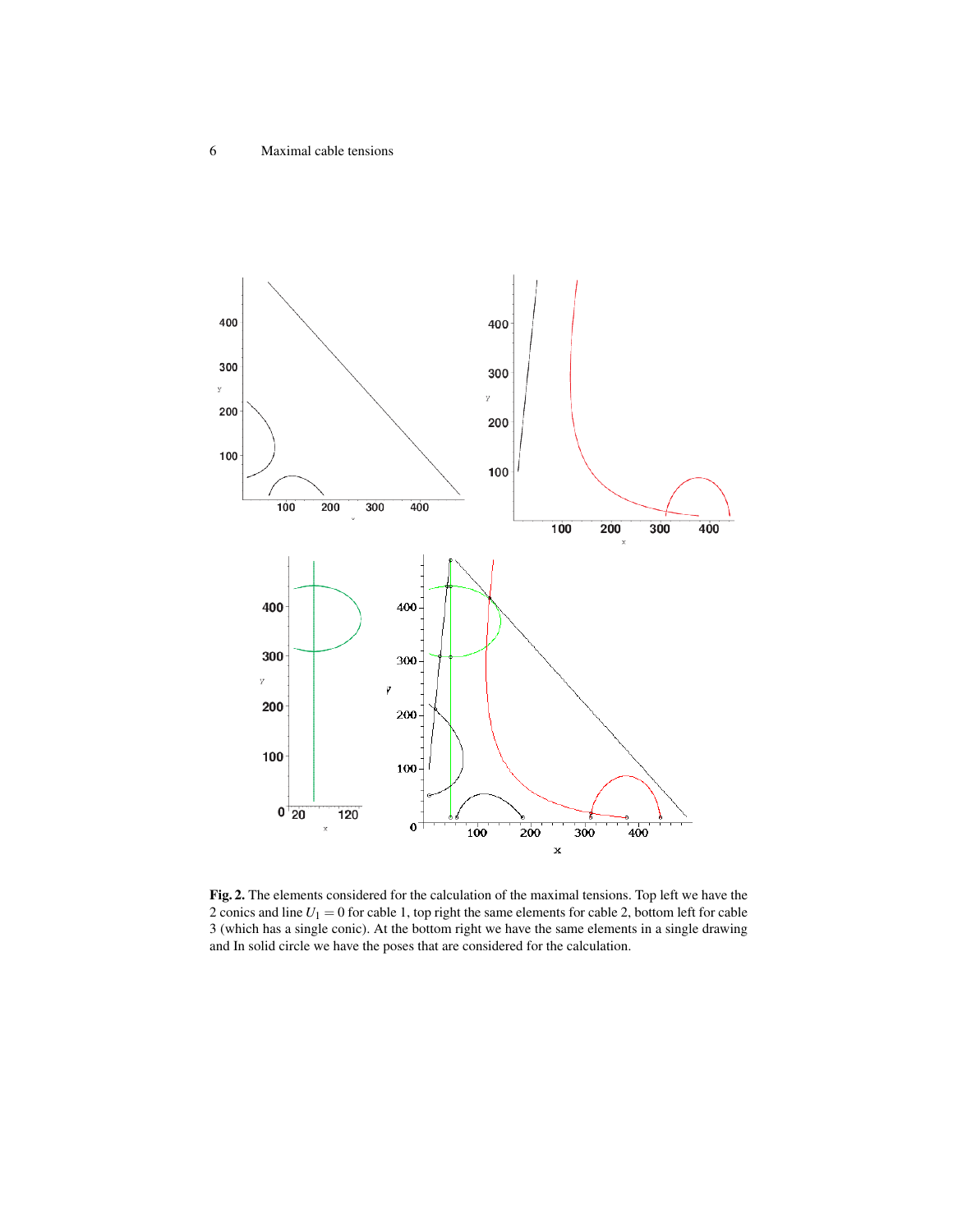**Fig. 2.** The elements considered for the calculation of the maximal tensions. Top left we have the 2 conics and line $U_1 = 0$ for cable 1, top right the same elements for cable 2, bottom left for cable 3 (which has a single conic). At the bottom right we have the same elements in a single drawing and In solid circle we have the poses that are considered for the calculation.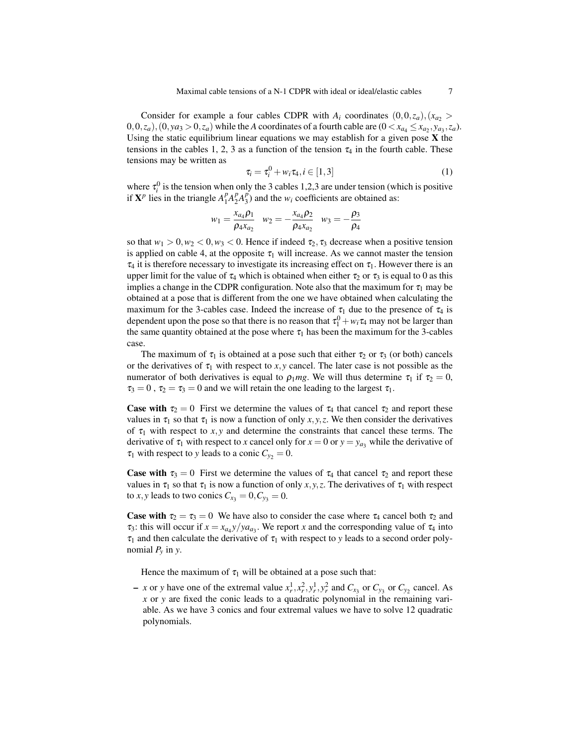Consider for example a four cables CDPR with $A_i$ coordinates $(0,0,z_a),(x_{a_2} > 0,0,z_a),(0,ya_3 > 0,z_a)$ while the $A$ coordinates of a fourth cable are $(0 < x_{a_4} \leq x_{a_2}, y_{a_3}, z_a)$. Using the static equilibrium linear equations we may establish for a given pose $\mathbf{X}$ the tensions in the cables 1, 2, 3 as a function of the tension $\tau_4$ in the fourth cable. These tensions may be written as

$$\tau_i = \tau_i^0 + w_i \tau_4, i \in [1,3] \tag{1}$$

where $\tau_i^0$ is the tension when only the 3 cables 1,2,3 are under tension (which is positive if $\mathbf{X}^p$ lies in the triangle $A_1^p A_2^p A_3^p$) and the $w_i$ coefficients are obtained as:

$$w_1 = \frac{x_{a_4}\rho_1}{\rho_4 x_{a_2}} \quad w_2 = -\frac{x_{a_4}\rho_2}{\rho_4 x_{a_2}} \quad w_3 = -\frac{\rho_3}{\rho_4}$$

so that $w_1 > 0, w_2 < 0, w_3 < 0$. Hence if indeed $\tau_2, \tau_3$ decrease when a positive tension is applied on cable 4, at the opposite $\tau_1$ will increase. As we cannot master the tension $\tau_4$ it is therefore necessary to investigate its increasing effect on $\tau_1$. However there is an upper limit for the value of $\tau_4$ which is obtained when either $\tau_2$ or $\tau_3$ is equal to 0 as this implies a change in the CDPR configuration. Note also that the maximum for $\tau_1$ may be obtained at a pose that is different from the one we have obtained when calculating the maximum for the 3-cables case. Indeed the increase of $\tau_1$ due to the presence of $\tau_4$ is dependent upon the pose so that there is no reason that $\tau_1^0 + w_i \tau_4$ may not be larger than the same quantity obtained at the pose where $\tau_1$ has been the maximum for the 3-cables case.

The maximum of $\tau_1$ is obtained at a pose such that either $\tau_2$ or $\tau_3$ (or both) cancels or the derivatives of $\tau_1$ with respect to $x,y$ cancel. The later case is not possible as the numerator of both derivatives is equal to $\rho_1 mg$. We will thus determine $\tau_1$ if $\tau_2 = 0$, $\tau_3 = 0$ , $\tau_2 = \tau_3 = 0$ and we will retain the one leading to the largest $\tau_1$.

**Case with $\tau_2 = 0$** First we determine the values of $\tau_4$ that cancel $\tau_2$ and report these values in $\tau_1$ so that $\tau_1$ is now a function of only $x,y,z$. We then consider the derivatives of $\tau_1$ with respect to $x,y$ and determine the constraints that cancel these terms. The derivative of $\tau_1$ with respect to $x$ cancel only for $x = 0$ or $y = y_{a_3}$ while the derivative of $\tau_1$ with respect to $y$ leads to a conic $C_{y_2} = 0$.

**Case with $\tau_3 = 0$** First we determine the values of $\tau_4$ that cancel $\tau_2$ and report these values in $\tau_1$ so that $\tau_1$ is now a function of only $x,y,z$. The derivatives of $\tau_1$ with respect to $x,y$ leads to two conics $C_{x_3} = 0, C_{y_3} = 0$.

**Case with $\tau_2 = \tau_3 = 0$** We have also to consider the case where $\tau_4$ cancel both $\tau_2$ and $\tau_3$: this will occur if $x = x_{a_4} y / ya_{a_3}$. We report $x$ and the corresponding value of $\tau_4$ into $\tau_1$ and then calculate the derivative of $\tau_1$ with respect to $y$ leads to a second order polynomial $P_y$ in $y$.

Hence the maximum of $\tau_1$ will be obtained at a pose such that:

- $x$ or $y$ have one of the extremal value $x_r^1, x_r^2, y_r^1, y_r^2$ and $C_{x_3}$ or $C_{y_3}$ or $C_{y_2}$ cancel. As $x$ or $y$ are fixed the conic leads to a quadratic polynomial in the remaining variable. As we have 3 conics and four extremal values we have to solve 12 quadratic polynomials.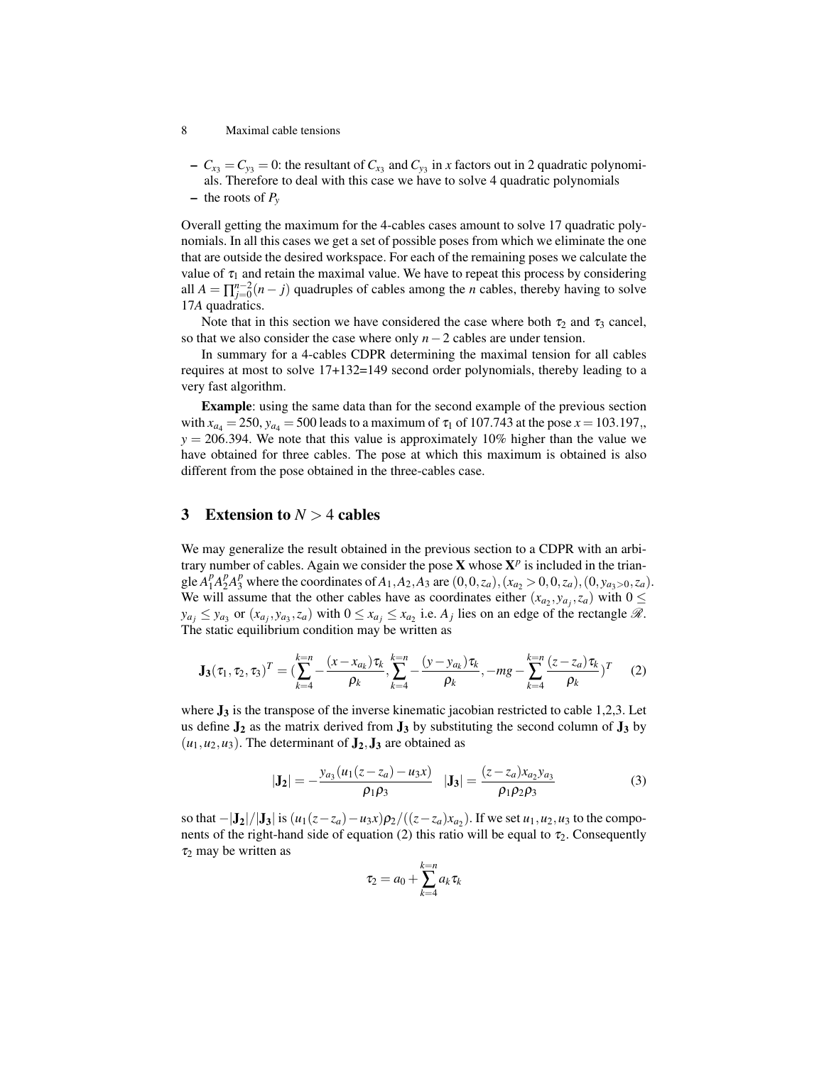- $C_{x_3} = C_{y_3} = 0$: the resultant of $C_{x_3}$ and $C_{y_3}$ in $x$ factors out in 2 quadratic polynomials. Therefore to deal with this case we have to solve 4 quadratic polynomials
- the roots of $P_y$

Overall getting the maximum for the 4-cables cases amount to solve 17 quadratic polynomials. In all this cases we get a set of possible poses from which we eliminate the one that are outside the desired workspace. For each of the remaining poses we calculate the value of $\tau_1$ and retain the maximal value. We have to repeat this process by considering all $A = \prod_{j=0}^{n-2}(n-j)$ quadruples of cables among the $n$ cables, thereby having to solve $17A$ quadratics.

Note that in this section we have considered the case where both $\tau_2$ and $\tau_3$ cancel, so that we also consider the case where only $n-2$ cables are under tension.

In summary for a 4-cables CDPR determining the maximal tension for all cables requires at most to solve 17+132=149 second order polynomials, thereby leading to a very fast algorithm.

**Example**: using the same data than for the second example of the previous section with $x_{a_4} = 250$, $y_{a_4} = 500$ leads to a maximum of $\tau_1$ of 107.743 at the pose $x = 103.197$,, $y = 206.394$. We note that this value is approximately 10% higher than the value we have obtained for three cables. The pose at which this maximum is obtained is also different from the pose obtained in the three-cables case.

## 3 Extension to $N > 4$ cables

We may generalize the result obtained in the previous section to a CDPR with an arbitrary number of cables. Again we consider the pose $\mathbf{X}$ whose $\mathbf{X}^p$ is included in the triangle $A_1^p A_2^p A_3^p$ where the coordinates of $A_1, A_2, A_3$ are $(0,0,z_a), (x_{a_2} > 0, 0, z_a), (0, y_{a_3>0}, z_a)$. We will assume that the other cables have as coordinates either $(x_{a_2}, y_{a_j}, z_a)$ with $0 \leq y_{a_j} \leq y_{a_3}$ or $(x_{a_j}, y_{a_3}, z_a)$ with $0 \leq x_{a_j} \leq x_{a_2}$ i.e. $A_j$ lies on an edge of the rectangle $\mathscr{R}$. The static equilibrium condition may be written as

$$\mathbf{J_3}(\tau_1, \tau_2, \tau_3)^T = \Big(\sum_{k=4}^{k=n} -\frac{(x - x_{a_k})\tau_k}{\rho_k}, \sum_{k=4}^{k=n} -\frac{(y - y_{a_k})\tau_k}{\rho_k}, -mg - \sum_{k=4}^{k=n} \frac{(z - z_a)\tau_k}{\rho_k}\Big)^T \quad (2)$$

where $\mathbf{J_3}$ is the transpose of the inverse kinematic jacobian restricted to cable 1,2,3. Let us define $\mathbf{J_2}$ as the matrix derived from $\mathbf{J_3}$ by substituting the second column of $\mathbf{J_3}$ by $(u_1, u_2, u_3)$. The determinant of $\mathbf{J_2}, \mathbf{J_3}$ are obtained as

$$|\mathbf{J_2}| = -\frac{y_{a_3}(u_1(z - z_a) - u_3 x)}{\rho_1 \rho_3} \quad |\mathbf{J_3}| = \frac{(z - z_a) x_{a_2} y_{a_3}}{\rho_1 \rho_2 \rho_3} \quad (3)$$

so that $-|\mathbf{J_2}|/|\mathbf{J_3}|$ is $(u_1(z - z_a) - u_3 x)\rho_2/((z - z_a)x_{a_2})$. If we set $u_1, u_2, u_3$ to the components of the right-hand side of equation (2) this ratio will be equal to $\tau_2$. Consequently $\tau_2$ may be written as

$$\tau_2 = a_0 + \sum_{k=4}^{k=n} a_k \tau_k$$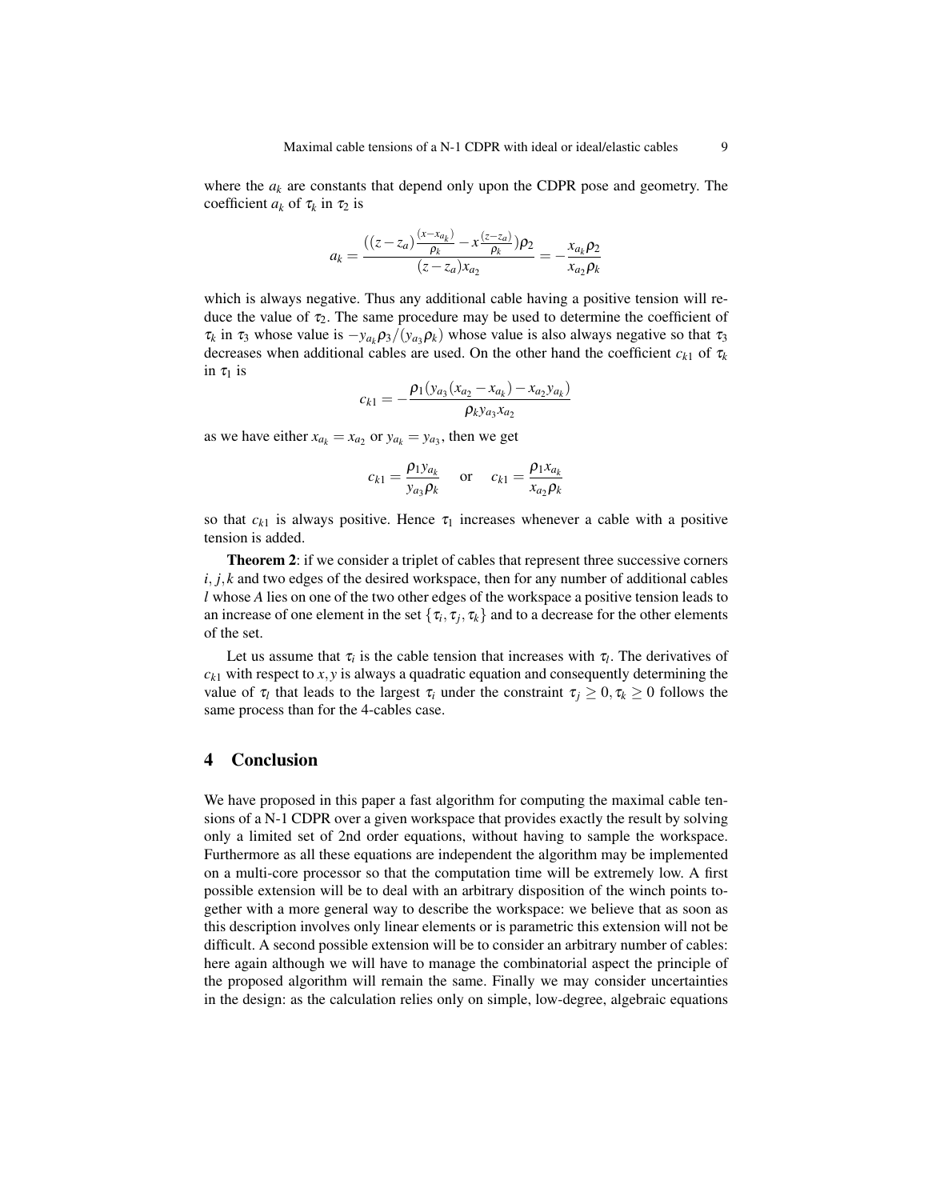where the $a_k$ are constants that depend only upon the CDPR pose and geometry. The coefficient $a_k$ of $\tau_k$ in $\tau_2$ is

$$a_k = \frac{((z-z_a)\frac{(x-x_{a_k})}{\rho_k} - x\frac{(z-z_a)}{\rho_k})\rho_2}{(z-z_a)x_{a_2}} = -\frac{x_{a_k}\rho_2}{x_{a_2}\rho_k}$$

which is always negative. Thus any additional cable having a positive tension will reduce the value of $\tau_2$. The same procedure may be used to determine the coefficient of $\tau_k$ in $\tau_3$ whose value is $-y_{a_k}\rho_3/(y_{a_3}\rho_k)$ whose value is also always negative so that $\tau_3$ decreases when additional cables are used. On the other hand the coefficient $c_{k1}$ of $\tau_k$ in $\tau_1$ is

$$c_{k1} = -\frac{\rho_1(y_{a_3}(x_{a_2} - x_{a_k}) - x_{a_2}y_{a_k})}{\rho_k y_{a_3} x_{a_2}}$$

as we have either $x_{a_k} = x_{a_2}$ or $y_{a_k} = y_{a_3}$, then we get

$$c_{k1} = \frac{\rho_1 y_{a_k}}{y_{a_3}\rho_k} \quad \text{or} \quad c_{k1} = \frac{\rho_1 x_{a_k}}{x_{a_2}\rho_k}$$

so that $c_{k1}$ is always positive. Hence $\tau_1$ increases whenever a cable with a positive tension is added.

**Theorem 2**: if we consider a triplet of cables that represent three successive corners $i, j, k$ and two edges of the desired workspace, then for any number of additional cables $l$ whose $A$ lies on one of the two other edges of the workspace a positive tension leads to an increase of one element in the set $\{\tau_i, \tau_j, \tau_k\}$ and to a decrease for the other elements of the set.

Let us assume that $\tau_i$ is the cable tension that increases with $\tau_l$. The derivatives of $c_{k1}$ with respect to $x, y$ is always a quadratic equation and consequently determining the value of $\tau_l$ that leads to the largest $\tau_i$ under the constraint $\tau_j \geq 0, \tau_k \geq 0$ follows the same process than for the 4-cables case.

## 4 Conclusion

We have proposed in this paper a fast algorithm for computing the maximal cable tensions of a N-1 CDPR over a given workspace that provides exactly the result by solving only a limited set of 2nd order equations, without having to sample the workspace. Furthermore as all these equations are independent the algorithm may be implemented on a multi-core processor so that the computation time will be extremely low. A first possible extension will be to deal with an arbitrary disposition of the winch points together with a more general way to describe the workspace: we believe that as soon as this description involves only linear elements or is parametric this extension will not be difficult. A second possible extension will be to consider an arbitrary number of cables: here again although we will have to manage the combinatorial aspect the principle of the proposed algorithm will remain the same. Finally we may consider uncertainties in the design: as the calculation relies only on simple, low-degree, algebraic equations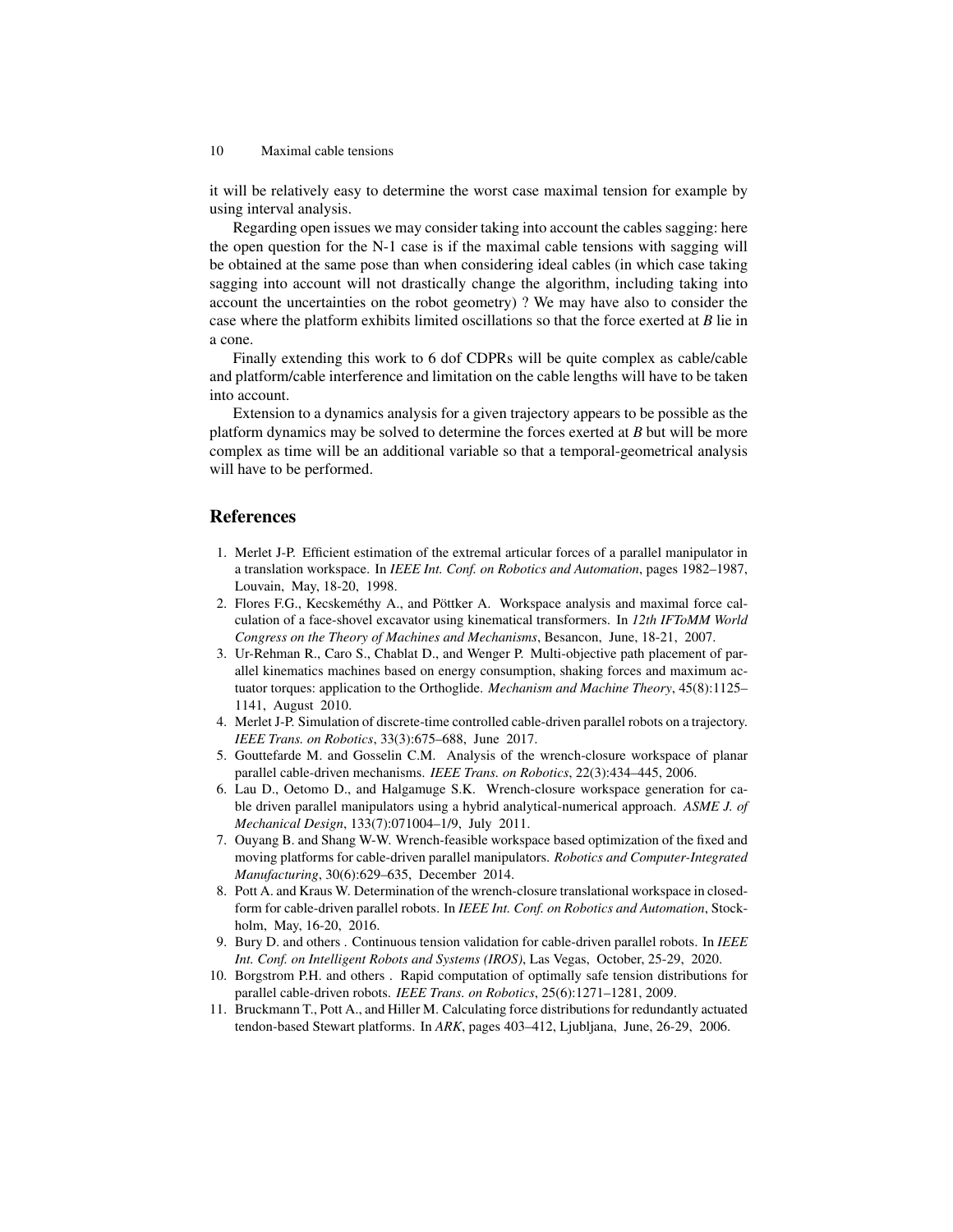it will be relatively easy to determine the worst case maximal tension for example by using interval analysis.

Regarding open issues we may consider taking into account the cables sagging: here the open question for the N-1 case is if the maximal cable tensions with sagging will be obtained at the same pose than when considering ideal cables (in which case taking sagging into account will not drastically change the algorithm, including taking into account the uncertainties on the robot geometry) ? We may have also to consider the case where the platform exhibits limited oscillations so that the force exerted at *B* lie in a cone.

Finally extending this work to 6 dof CDPRs will be quite complex as cable/cable and platform/cable interference and limitation on the cable lengths will have to be taken into account.

Extension to a dynamics analysis for a given trajectory appears to be possible as the platform dynamics may be solved to determine the forces exerted at *B* but will be more complex as time will be an additional variable so that a temporal-geometrical analysis will have to be performed.

## References

1. Merlet J-P. Efficient estimation of the extremal articular forces of a parallel manipulator in a translation workspace. In *IEEE Int. Conf. on Robotics and Automation*, pages 1982–1987, Louvain, May, 18-20, 1998.
2. Flores F.G., Kecskeméthy A., and Pöttker A. Workspace analysis and maximal force calculation of a face-shovel excavator using kinematical transformers. In *12th IFToMM World Congress on the Theory of Machines and Mechanisms*, Besancon, June, 18-21, 2007.
3. Ur-Rehman R., Caro S., Chablat D., and Wenger P. Multi-objective path placement of parallel kinematics machines based on energy consumption, shaking forces and maximum actuator torques: application to the Orthoglide. *Mechanism and Machine Theory*, 45(8):1125–1141, August 2010.
4. Merlet J-P. Simulation of discrete-time controlled cable-driven parallel robots on a trajectory. *IEEE Trans. on Robotics*, 33(3):675–688, June 2017.
5. Gouttefarde M. and Gosselin C.M. Analysis of the wrench-closure workspace of planar parallel cable-driven mechanisms. *IEEE Trans. on Robotics*, 22(3):434–445, 2006.
6. Lau D., Oetomo D., and Halgamuge S.K. Wrench-closure workspace generation for cable driven parallel manipulators using a hybrid analytical-numerical approach. *ASME J. of Mechanical Design*, 133(7):071004–1/9, July 2011.
7. Ouyang B. and Shang W-W. Wrench-feasible workspace based optimization of the fixed and moving platforms for cable-driven parallel manipulators. *Robotics and Computer-Integrated Manufacturing*, 30(6):629–635, December 2014.
8. Pott A. and Kraus W. Determination of the wrench-closure translational workspace in closed-form for cable-driven parallel robots. In *IEEE Int. Conf. on Robotics and Automation*, Stockholm, May, 16-20, 2016.
9. Bury D. and others . Continuous tension validation for cable-driven parallel robots. In *IEEE Int. Conf. on Intelligent Robots and Systems (IROS)*, Las Vegas, October, 25-29, 2020.
10. Borgstrom P.H. and others . Rapid computation of optimally safe tension distributions for parallel cable-driven robots. *IEEE Trans. on Robotics*, 25(6):1271–1281, 2009.
11. Bruckmann T., Pott A., and Hiller M. Calculating force distributions for redundantly actuated tendon-based Stewart platforms. In *ARK*, pages 403–412, Ljubljana, June, 26-29, 2006.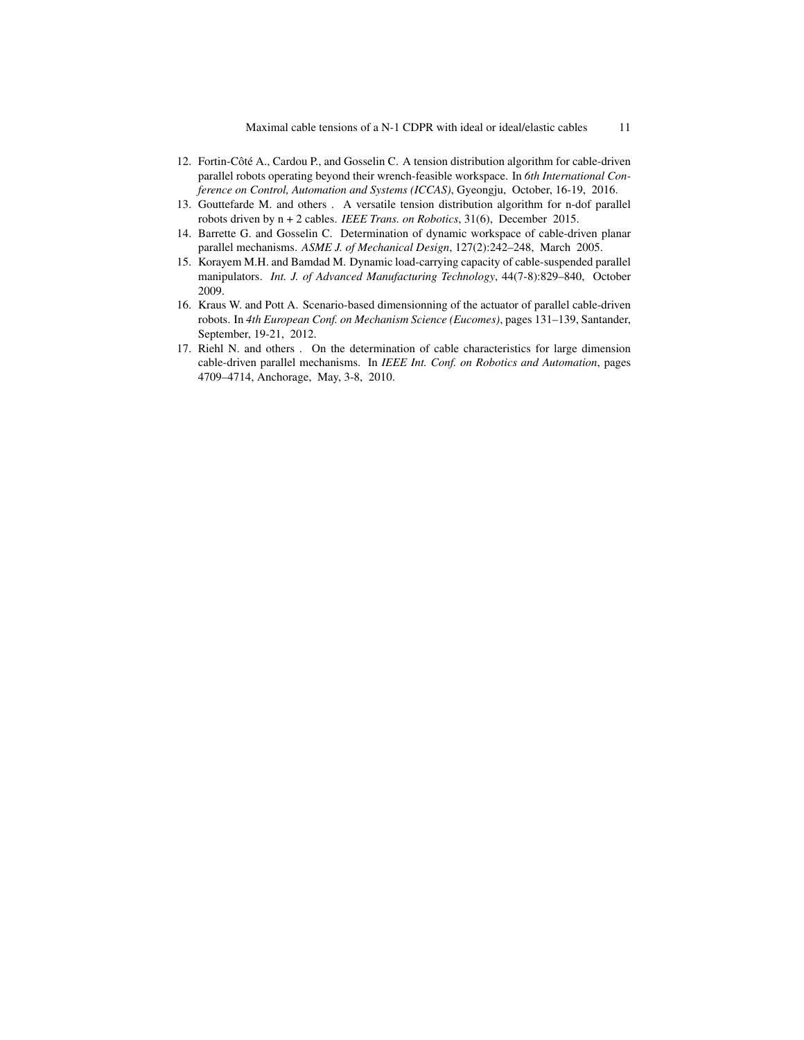12. Fortin-Côté A., Cardou P., and Gosselin C. A tension distribution algorithm for cable-driven parallel robots operating beyond their wrench-feasible workspace. In *6th International Conference on Control, Automation and Systems (ICCAS)*, Gyeongju, October, 16-19, 2016.
13. Gouttefarde M. and others . A versatile tension distribution algorithm for n-dof parallel robots driven by n + 2 cables. *IEEE Trans. on Robotics*, 31(6), December 2015.
14. Barrette G. and Gosselin C. Determination of dynamic workspace of cable-driven planar parallel mechanisms. *ASME J. of Mechanical Design*, 127(2):242–248, March 2005.
15. Korayem M.H. and Bamdad M. Dynamic load-carrying capacity of cable-suspended parallel manipulators. *Int. J. of Advanced Manufacturing Technology*, 44(7-8):829–840, October 2009.
16. Kraus W. and Pott A. Scenario-based dimensionning of the actuator of parallel cable-driven robots. In *4th European Conf. on Mechanism Science (Eucomes)*, pages 131–139, Santander, September, 19-21, 2012.
17. Riehl N. and others . On the determination of cable characteristics for large dimension cable-driven parallel mechanisms. In *IEEE Int. Conf. on Robotics and Automation*, pages 4709–4714, Anchorage, May, 3-8, 2010.